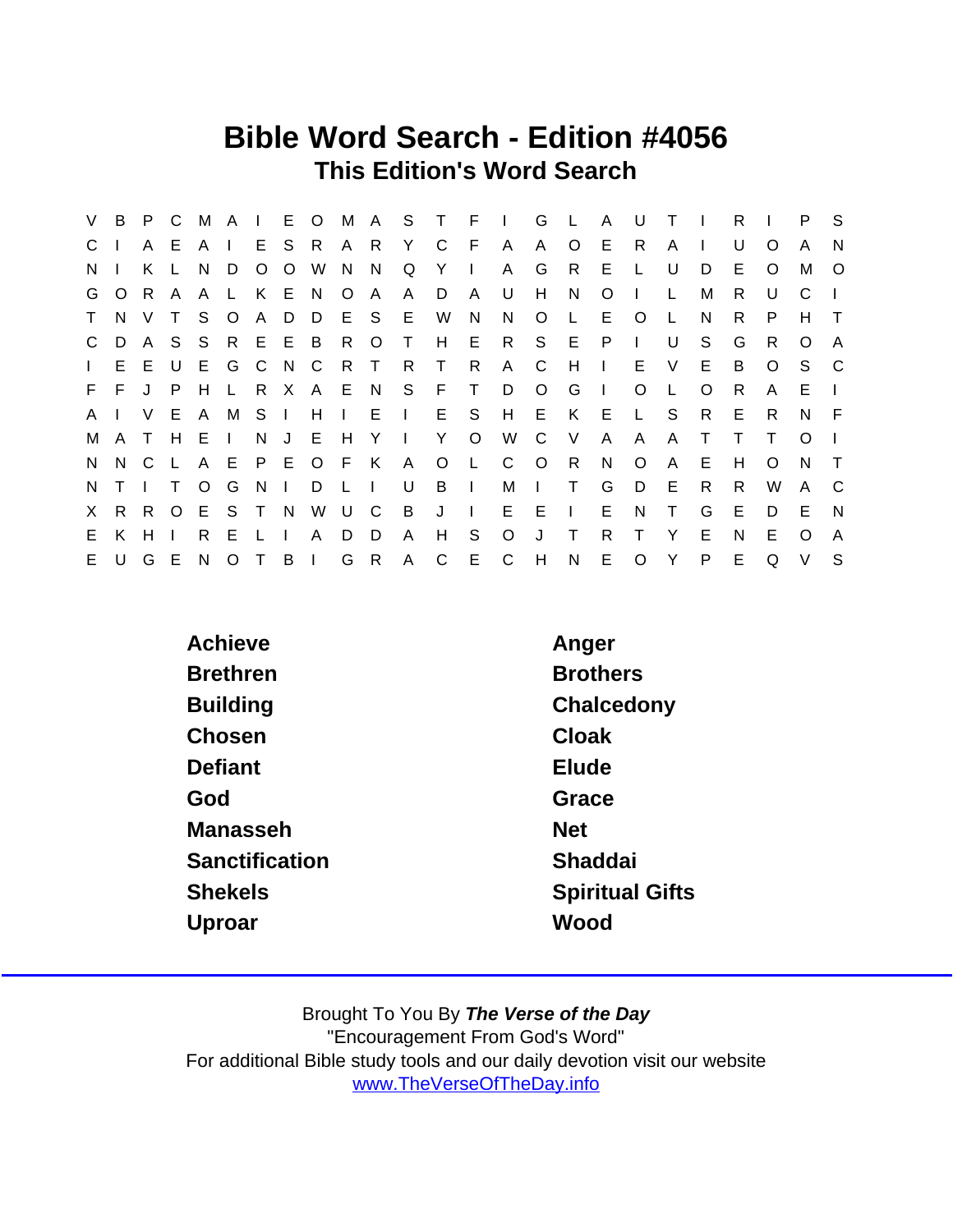# Bible Word Search - Edition #4056

## This Edition's Word Search

```
V B P C M A I E O M A S T F I G L A U T I R I P S
C I A E A I E S R A R Y C F A A O E R A I U O A N
N I K L N D O O W N N Q Y I A G R E L U D E O M O
G O R A A L K E N O A A D A U H N O I L M R U C I
T N V T S O A D D E S E W N N O L E O L N R P H T
C D A S S R E E B R O T H E R S E P I U S G R O A
I E E U E G C N C R T R T R A C H I E V E B O S C
F F J P H L R X A E N S F T D O G I O L O R A E I
A I V E A M S I H I E I E S H E K E L S R E R N F
M A T H E I N J E H Y I Y O W C V A A A T T T O I
N N C L A E P E O F K A O L C O R N O A E H O N T
N T I T O G N I D L I U B I M I T G D E R R W A C
X R R O E S T N W U C B J I E E I E N T G E D E N
E K H I R E L I A D D A H S O J T R T Y E N E O A
E U G E N O T B I G R A C E C H N E O Y P E Q V S
```

| | |
|---|---|
| Achieve | Anger |
| Brethren | Brothers |
| Building | Chalcedony |
| Chosen | Cloak |
| Defiant | Elude |
| God | Grace |
| Manasseh | Net |
| Sanctification | Shaddai |
| Shekels | Spiritual Gifts |
| Uproar | Wood |

Brought To You By ***The Verse of the Day***

"Encouragement From God's Word"

For additional Bible study tools and our daily devotion visit our website

[www.TheVerseOfTheDay.info](http://www.TheVerseOfTheDay.info)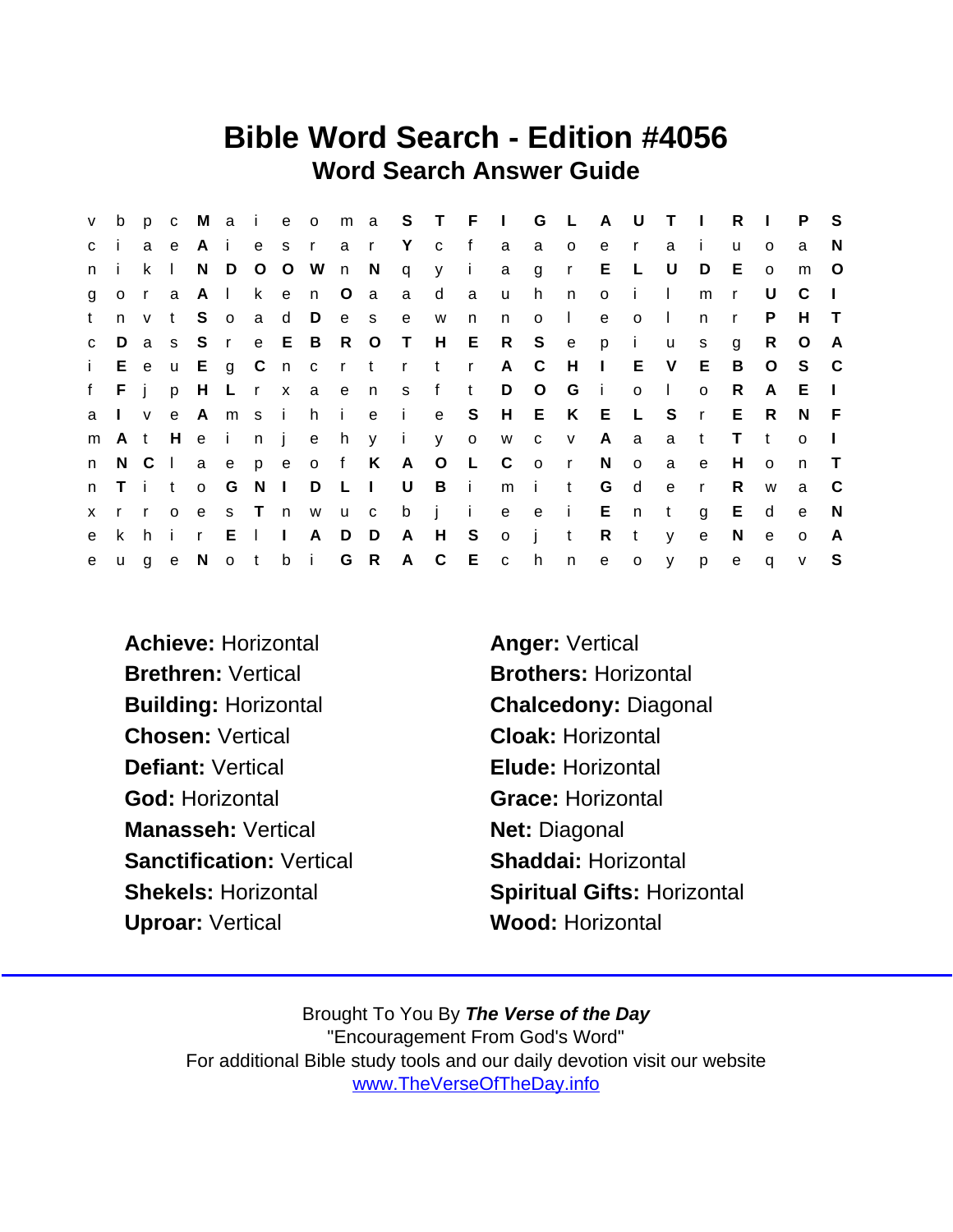# Bible Word Search - Edition #4056

## Word Search Answer Guide

```
v b p c M a i e o m a S T F I G L A U T I R I P S
c i a e A i e s r a r Y c f a a o e r a i u o a N
n i k l N D O O W n N q y i a g r E L U D E o m O
g o r a A l k e n O a a d a u h n o i l m r U C I
t n v t S o a d D e s e w n n o l e o l n r P H T
c D a s S r e E B R O T H E R S e p i u s g R O A
i E e u E g C n c r t r t r A C H I E V E B O S C
f F j p H L r x a e n s f t D O G i o l o R A E I
a I v e A m s i h i e i e S H E K E L S r E R N F
m A t H e i n j e h y i y o w c v A a a t T t o I
n N C l a e p e o f K A O L C o r N o a e H o n T
n T i t o G N I D L I U B i m i t G d e r R w a C
x r r o e s T n w u c b j i e e i E n t g E d e N
e k h i r E l I A D D A H S o j t R t y e N e o A
e u g e N o t b i G R A C E c h n e o y p e q v S
```

**Achieve:** Horizontal

**Anger:** Vertical

**Brethren:** Vertical

**Brothers:** Horizontal

**Building:** Horizontal

**Chalcedony:** Diagonal

**Chosen:** Vertical

**Cloak:** Horizontal

**Defiant:** Vertical

**Elude:** Horizontal

**God:** Horizontal

**Grace:** Horizontal

**Manasseh:** Vertical

**Net:** Diagonal

**Sanctification:** Vertical

**Shaddai:** Horizontal

**Shekels:** Horizontal

**Spiritual Gifts:** Horizontal

**Uproar:** Vertical

**Wood:** Horizontal

Brought To You By ***The Verse of the Day***
"Encouragement From God's Word"
For additional Bible study tools and our daily devotion visit our website
www.TheVerseOfTheDay.info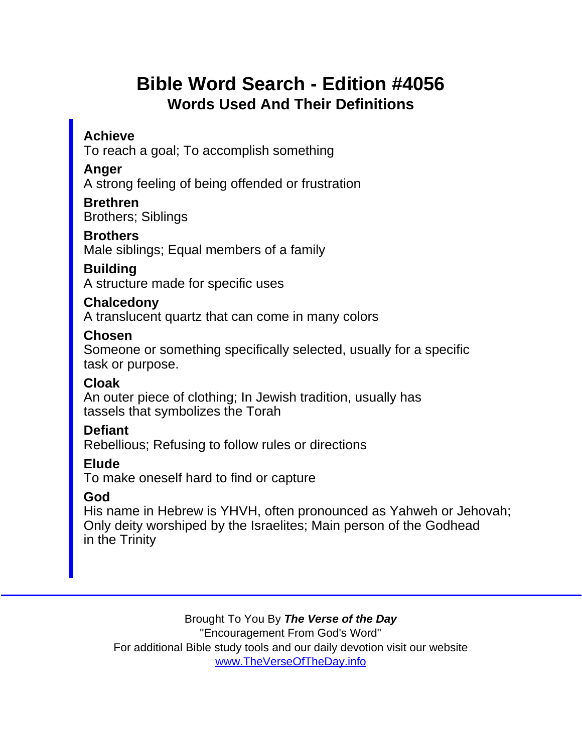# Bible Word Search - Edition #4056

## Words Used And Their Definitions

**Achieve**
To reach a goal; To accomplish something

**Anger**
A strong feeling of being offended or frustration

**Brethren**
Brothers; Siblings

**Brothers**
Male siblings; Equal members of a family

**Building**
A structure made for specific uses

**Chalcedony**
A translucent quartz that can come in many colors

**Chosen**
Someone or something specifically selected, usually for a specific task or purpose.

**Cloak**
An outer piece of clothing; In Jewish tradition, usually has tassels that symbolizes the Torah

**Defiant**
Rebellious; Refusing to follow rules or directions

**Elude**
To make oneself hard to find or capture

**God**
His name in Hebrew is YHVH, often pronounced as Yahweh or Jehovah; Only deity worshiped by the Israelites; Main person of the Godhead in the Trinity

---

Brought To You By ***The Verse of the Day***
"Encouragement From God's Word"
For additional Bible study tools and our daily devotion visit our website
[www.TheVerseOfTheDay.info](http://www.TheVerseOfTheDay.info)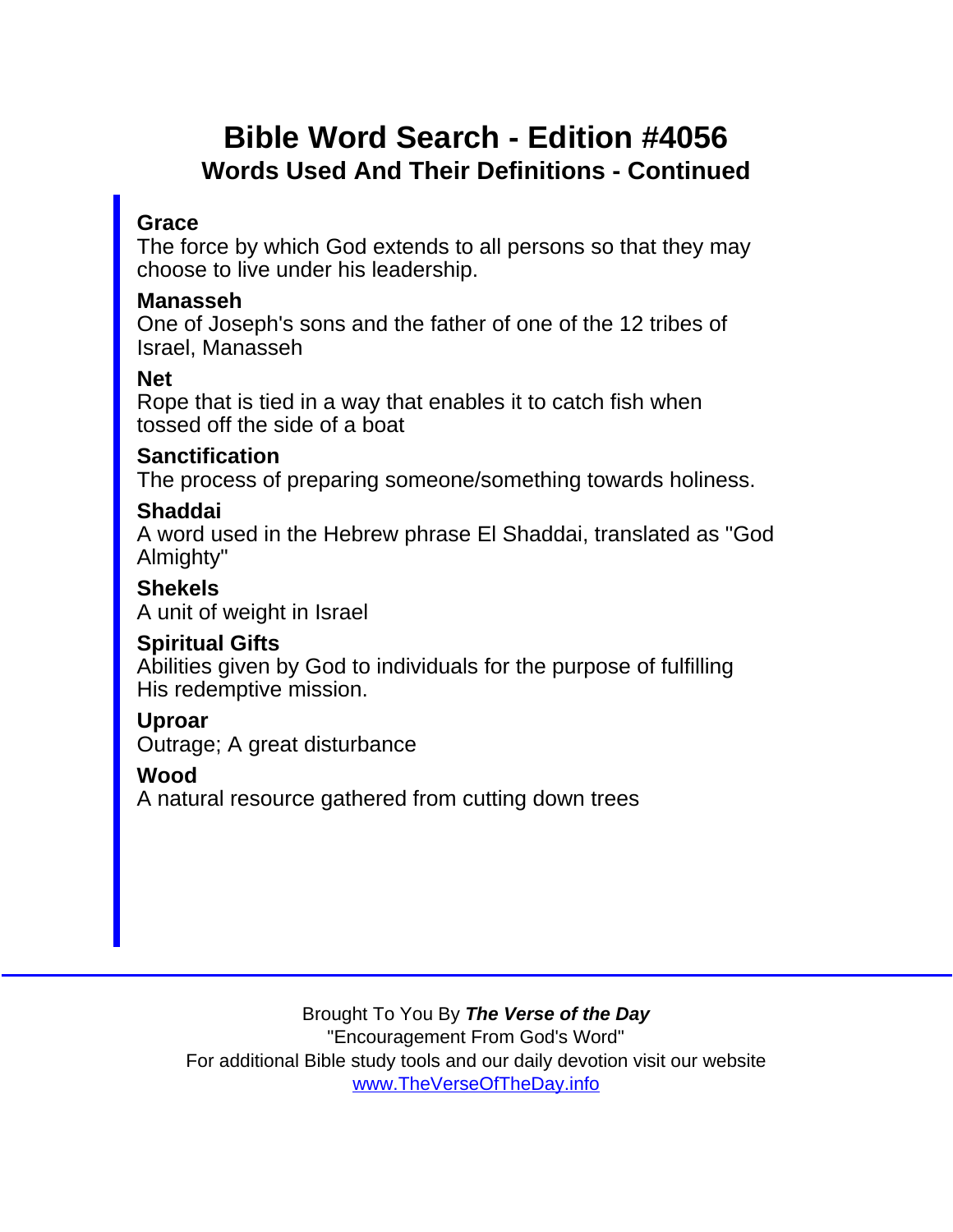# Bible Word Search - Edition #4056

## Words Used And Their Definitions - Continued

**Grace**
The force by which God extends to all persons so that they may choose to live under his leadership.

**Manasseh**
One of Joseph's sons and the father of one of the 12 tribes of Israel, Manasseh

**Net**
Rope that is tied in a way that enables it to catch fish when tossed off the side of a boat

**Sanctification**
The process of preparing someone/something towards holiness.

**Shaddai**
A word used in the Hebrew phrase El Shaddai, translated as "God Almighty"

**Shekels**
A unit of weight in Israel

**Spiritual Gifts**
Abilities given by God to individuals for the purpose of fulfilling His redemptive mission.

**Uproar**
Outrage; A great disturbance

**Wood**
A natural resource gathered from cutting down trees

Brought To You By ***The Verse of the Day***
"Encouragement From God's Word"
For additional Bible study tools and our daily devotion visit our website
www.TheVerseOfTheDay.info